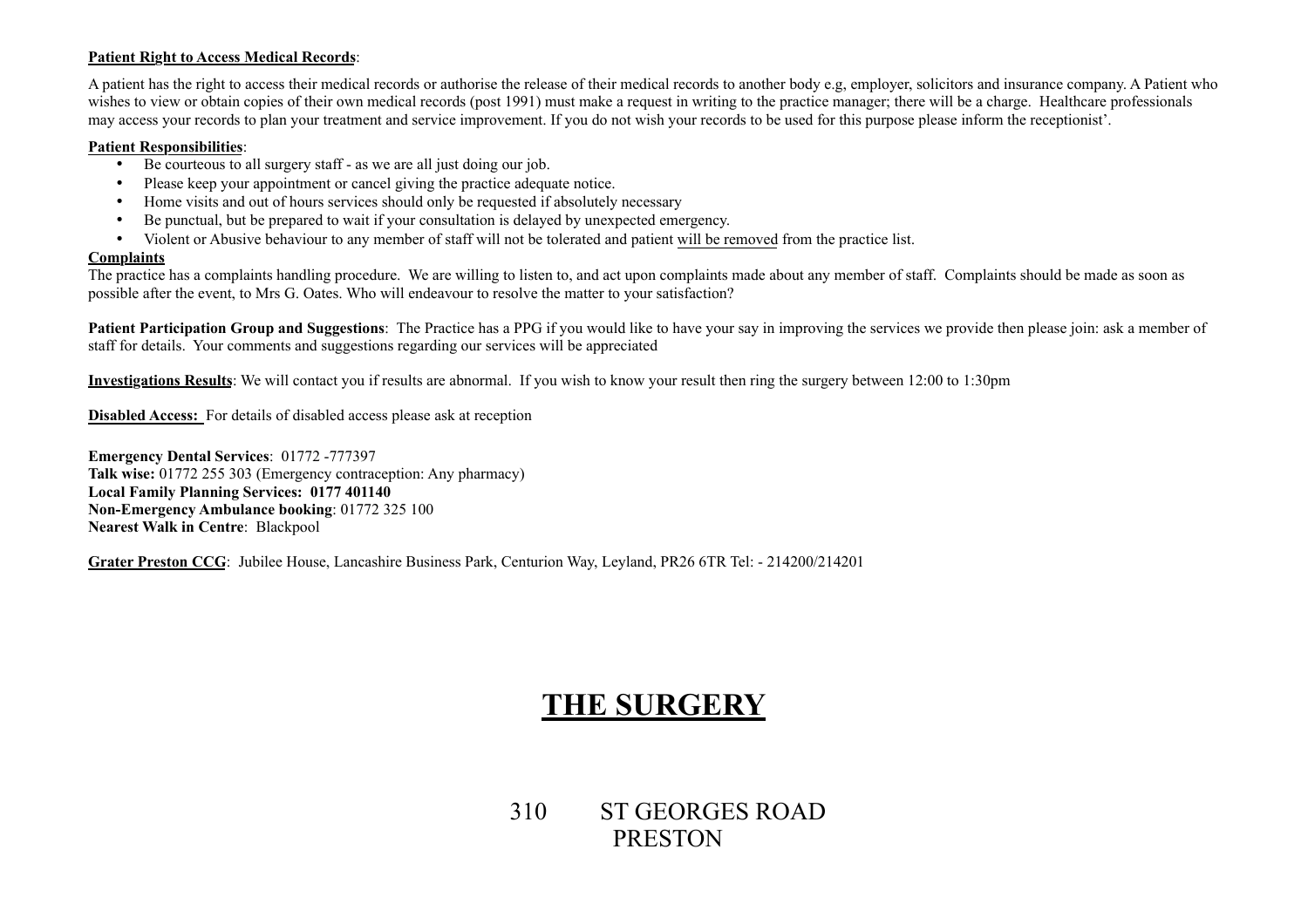**<u>Patient Right to Access Medical Records</u>**:

A patient has the right to access their medical records or authorise the release of their medical records to another body e.g, employer, solicitors and insurance company. A Patient who wishes to view or obtain copies of their own medical records (post 1991) must make a request in writing to the practice manager; there will be a charge. Healthcare professionals may access your records to plan your treatment and service improvement. If you do not wish your records to be used for this purpose please inform the receptionist'.

**<u>Patient Responsibilities</u>**:

- Be courteous to all surgery staff - as we are all just doing our job.
- Please keep your appointment or cancel giving the practice adequate notice.
- Home visits and out of hours services should only be requested if absolutely necessary
- Be punctual, but be prepared to wait if your consultation is delayed by unexpected emergency.
- Violent or Abusive behaviour to any member of staff will not be tolerated and patient <u>will be removed</u> from the practice list.

**<u>Complaints</u>**

The practice has a complaints handling procedure. We are willing to listen to, and act upon complaints made about any member of staff. Complaints should be made as soon as possible after the event, to Mrs G. Oates. Who will endeavour to resolve the matter to your satisfaction?

**Patient Participation Group and Suggestions**: The Practice has a PPG if you would like to have your say in improving the services we provide then please join: ask a member of staff for details. Your comments and suggestions regarding our services will be appreciated

**<u>Investigations Results</u>**: We will contact you if results are abnormal. If you wish to know your result then ring the surgery between 12:00 to 1:30pm

**<u>Disabled Access:</u>** For details of disabled access please ask at reception

**Emergency Dental Services**: 01772 -777397
**Talk wise:** 01772 255 303 (Emergency contraception: Any pharmacy)
**Local Family Planning Services: 0177 401140**
**Non-Emergency Ambulance booking**: 01772 325 100
**Nearest Walk in Centre**: Blackpool

**<u>Grater Preston CCG</u>**: Jubilee House, Lancashire Business Park, Centurion Way, Leyland, PR26 6TR Tel: - 214200/214201

# <u>THE SURGERY</u>

310 ST GEORGES ROAD
PRESTON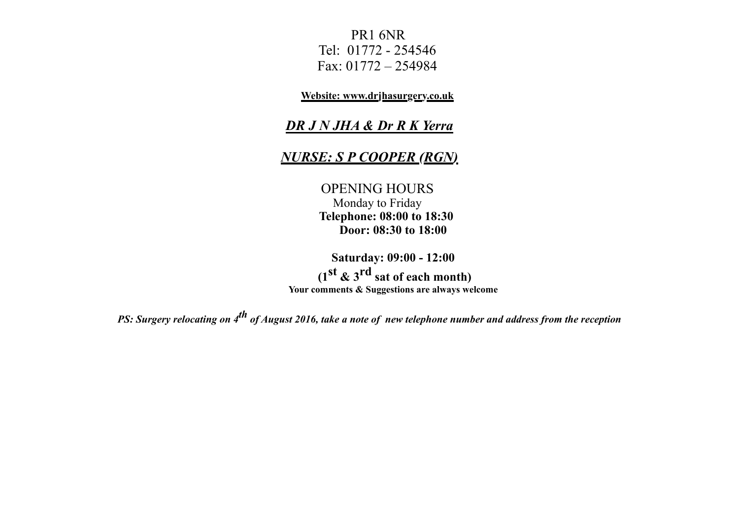PR1 6NR
Tel: 01772 - 254546
Fax: 01772 – 254984

**Website: www.drjhasurgery.co.uk**

***DR J N JHA & Dr R K Yerra***

***NURSE: S P COOPER (RGN)***

OPENING HOURS
Monday to Friday
**Telephone: 08:00 to 18:30**
**Door: 08:30 to 18:00**

**Saturday: 09:00 - 12:00**
**(1st & 3rd sat of each month)**
**Your comments & Suggestions are always welcome**

***PS: Surgery relocating on 4th of August 2016, take a note of new telephone number and address from the reception***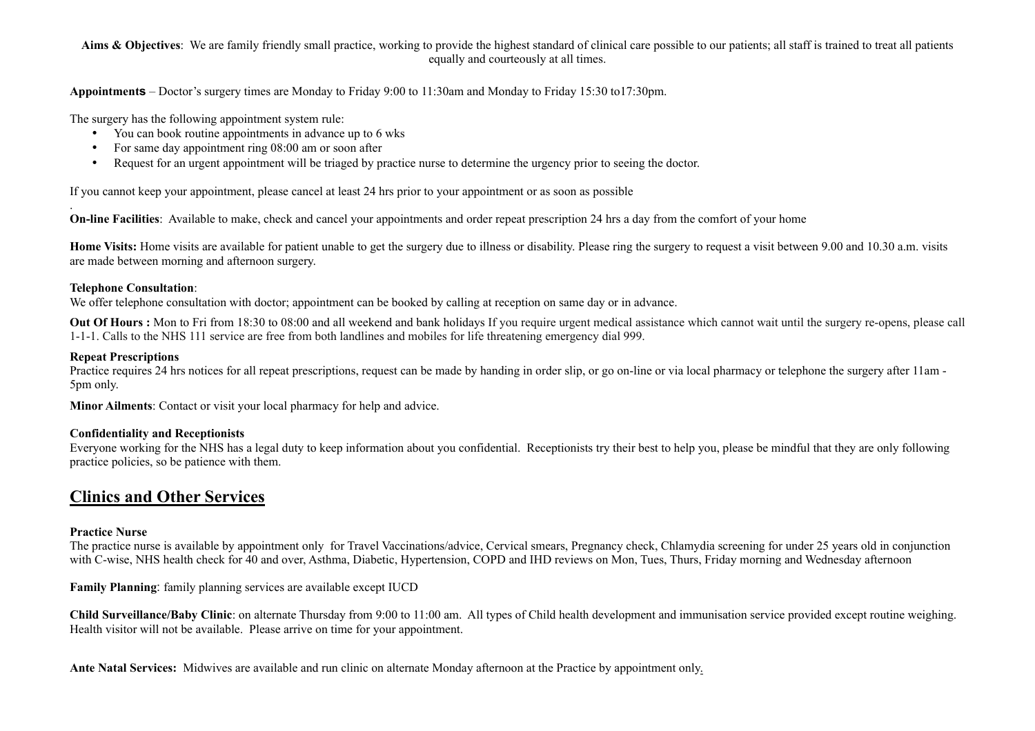**Aims & Objectives**: We are family friendly small practice, working to provide the highest standard of clinical care possible to our patients; all staff is trained to treat all patients equally and courteously at all times.

**Appointments** – Doctor's surgery times are Monday to Friday 9:00 to 11:30am and Monday to Friday 15:30 to17:30pm.

The surgery has the following appointment system rule:

- You can book routine appointments in advance up to 6 wks
- For same day appointment ring 08:00 am or soon after
- Request for an urgent appointment will be triaged by practice nurse to determine the urgency prior to seeing the doctor.

If you cannot keep your appointment, please cancel at least 24 hrs prior to your appointment or as soon as possible

.

**On-line Facilities**: Available to make, check and cancel your appointments and order repeat prescription 24 hrs a day from the comfort of your home

**Home Visits:** Home visits are available for patient unable to get the surgery due to illness or disability. Please ring the surgery to request a visit between 9.00 and 10.30 a.m. visits are made between morning and afternoon surgery.

**Telephone Consultation**:
We offer telephone consultation with doctor; appointment can be booked by calling at reception on same day or in advance.

**Out Of Hours :** Mon to Fri from 18:30 to 08:00 and all weekend and bank holidays If you require urgent medical assistance which cannot wait until the surgery re-opens, please call 1-1-1. Calls to the NHS 111 service are free from both landlines and mobiles for life threatening emergency dial 999.

**Repeat Prescriptions**
Practice requires 24 hrs notices for all repeat prescriptions, request can be made by handing in order slip, or go on-line or via local pharmacy or telephone the surgery after 11am - 5pm only.

**Minor Ailments**: Contact or visit your local pharmacy for help and advice.

**Confidentiality and Receptionists**
Everyone working for the NHS has a legal duty to keep information about you confidential. Receptionists try their best to help you, please be mindful that they are only following practice policies, so be patience with them.

## Clinics and Other Services

**Practice Nurse**
The practice nurse is available by appointment only for Travel Vaccinations/advice, Cervical smears, Pregnancy check, Chlamydia screening for under 25 years old in conjunction with C-wise, NHS health check for 40 and over, Asthma, Diabetic, Hypertension, COPD and IHD reviews on Mon, Tues, Thurs, Friday morning and Wednesday afternoon

**Family Planning**: family planning services are available except IUCD

**Child Surveillance/Baby Clinic**: on alternate Thursday from 9:00 to 11:00 am. All types of Child health development and immunisation service provided except routine weighing. Health visitor will not be available. Please arrive on time for your appointment.

**Ante Natal Services:** Midwives are available and run clinic on alternate Monday afternoon at the Practice by appointment only.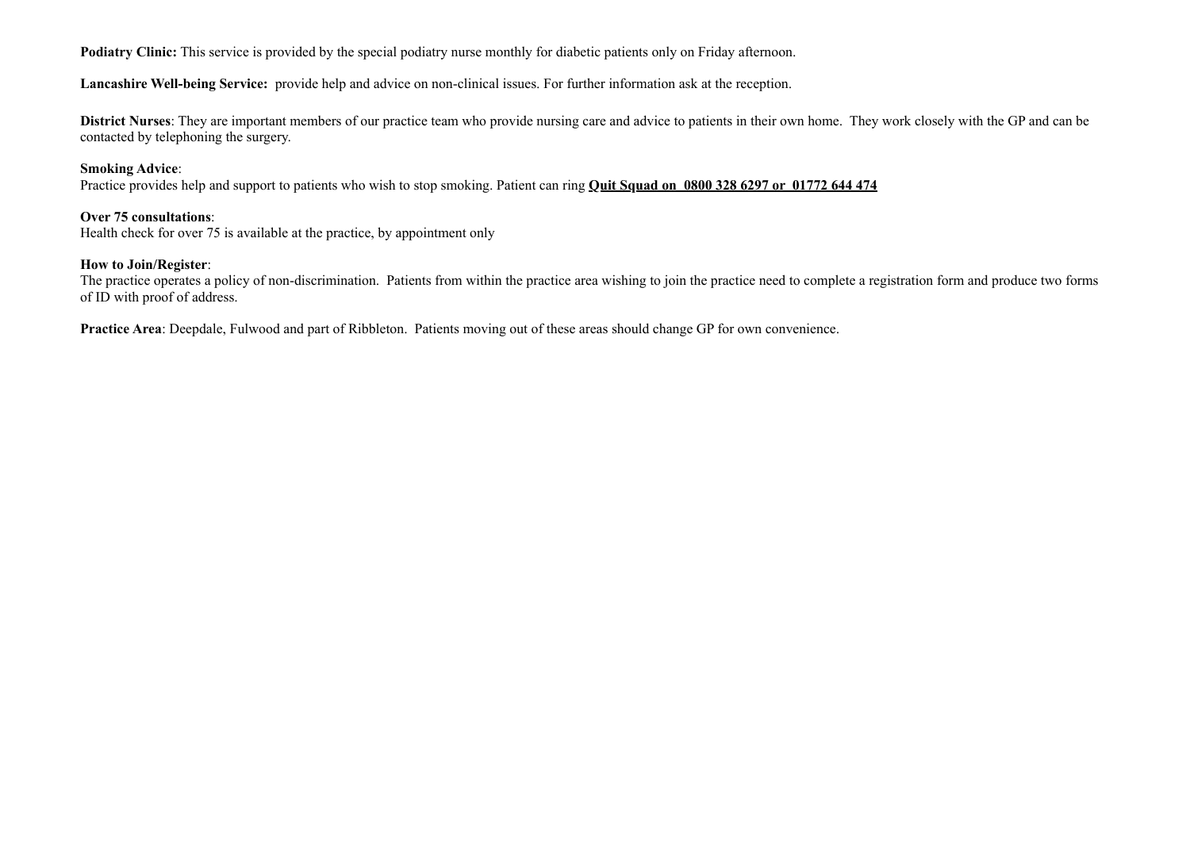**Podiatry Clinic:** This service is provided by the special podiatry nurse monthly for diabetic patients only on Friday afternoon.

**Lancashire Well-being Service:** provide help and advice on non-clinical issues. For further information ask at the reception.

**District Nurses**: They are important members of our practice team who provide nursing care and advice to patients in their own home. They work closely with the GP and can be contacted by telephoning the surgery.

**Smoking Advice**:
Practice provides help and support to patients who wish to stop smoking. Patient can ring **Quit Squad on 0800 328 6297 or 01772 644 474**

**Over 75 consultations**:
Health check for over 75 is available at the practice, by appointment only

**How to Join/Register**:
The practice operates a policy of non-discrimination. Patients from within the practice area wishing to join the practice need to complete a registration form and produce two forms of ID with proof of address.

**Practice Area**: Deepdale, Fulwood and part of Ribbleton. Patients moving out of these areas should change GP for own convenience.